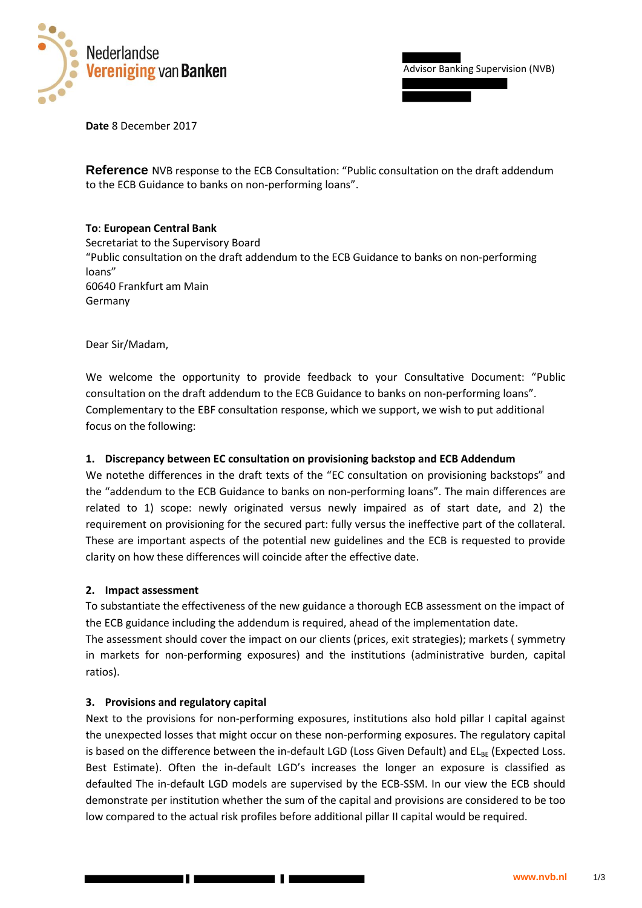Nederlandse Vereniging van Banken

Advisor Banking Supervision (NVB)

**Date** 8 December 2017

**Reference** NVB response to the ECB Consultation: "Public consultation on the draft addendum to the ECB Guidance to banks on non-performing loans".

**To**: **European Central Bank**
Secretariat to the Supervisory Board
"Public consultation on the draft addendum to the ECB Guidance to banks on non-performing loans"
60640 Frankfurt am Main
Germany

Dear Sir/Madam,

We welcome the opportunity to provide feedback to your Consultative Document: "Public consultation on the draft addendum to the ECB Guidance to banks on non-performing loans".
Complementary to the EBF consultation response, which we support, we wish to put additional focus on the following:

**1. Discrepancy between EC consultation on provisioning backstop and ECB Addendum**

We notethe differences in the draft texts of the "EC consultation on provisioning backstops" and the "addendum to the ECB Guidance to banks on non-performing loans". The main differences are related to 1) scope: newly originated versus newly impaired as of start date, and 2) the requirement on provisioning for the secured part: fully versus the ineffective part of the collateral. These are important aspects of the potential new guidelines and the ECB is requested to provide clarity on how these differences will coincide after the effective date.

**2. Impact assessment**

To substantiate the effectiveness of the new guidance a thorough ECB assessment on the impact of the ECB guidance including the addendum is required, ahead of the implementation date.
The assessment should cover the impact on our clients (prices, exit strategies); markets ( symmetry in markets for non-performing exposures) and the institutions (administrative burden, capital ratios).

**3. Provisions and regulatory capital**

Next to the provisions for non-performing exposures, institutions also hold pillar I capital against the unexpected losses that might occur on these non-performing exposures. The regulatory capital is based on the difference between the in-default LGD (Loss Given Default) and $EL_{BE}$ (Expected Loss. Best Estimate). Often the in-default LGD's increases the longer an exposure is classified as defaulted The in-default LGD models are supervised by the ECB-SSM. In our view the ECB should demonstrate per institution whether the sum of the capital and provisions are considered to be too low compared to the actual risk profiles before additional pillar II capital would be required.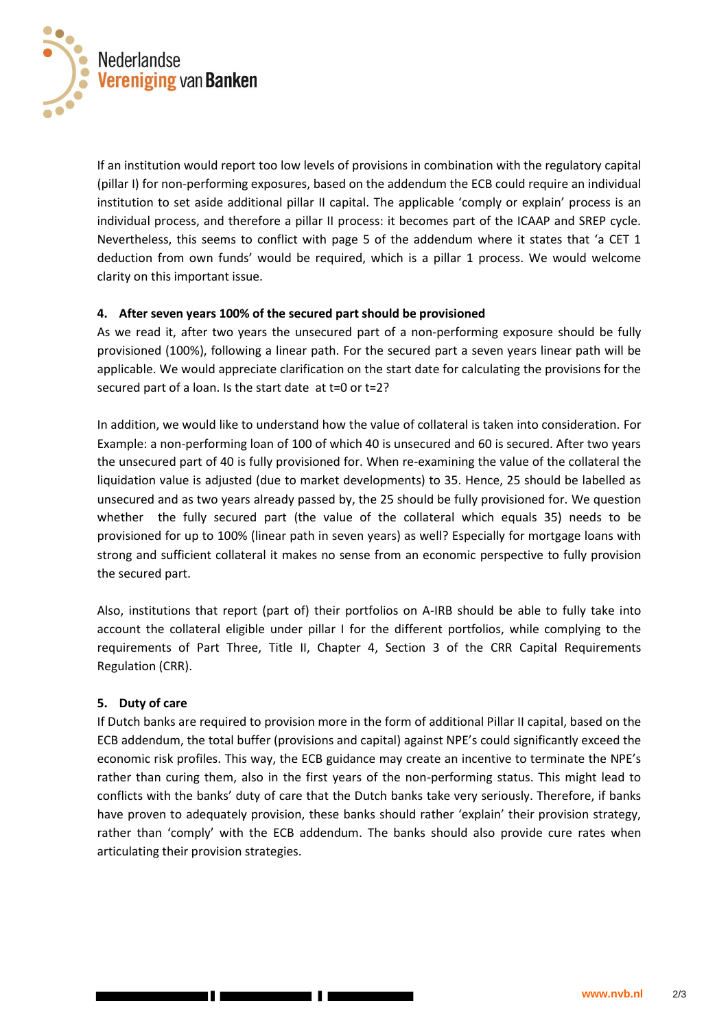If an institution would report too low levels of provisions in combination with the regulatory capital (pillar I) for non-performing exposures, based on the addendum the ECB could require an individual institution to set aside additional pillar II capital. The applicable 'comply or explain' process is an individual process, and therefore a pillar II process: it becomes part of the ICAAP and SREP cycle. Nevertheless, this seems to conflict with page 5 of the addendum where it states that 'a CET 1 deduction from own funds' would be required, which is a pillar 1 process. We would welcome clarity on this important issue.

**4. After seven years 100% of the secured part should be provisioned**

As we read it, after two years the unsecured part of a non-performing exposure should be fully provisioned (100%), following a linear path. For the secured part a seven years linear path will be applicable. We would appreciate clarification on the start date for calculating the provisions for the secured part of a loan. Is the start date at t=0 or t=2?

In addition, we would like to understand how the value of collateral is taken into consideration. For Example: a non-performing loan of 100 of which 40 is unsecured and 60 is secured. After two years the unsecured part of 40 is fully provisioned for. When re-examining the value of the collateral the liquidation value is adjusted (due to market developments) to 35. Hence, 25 should be labelled as unsecured and as two years already passed by, the 25 should be fully provisioned for. We question whether the fully secured part (the value of the collateral which equals 35) needs to be provisioned for up to 100% (linear path in seven years) as well? Especially for mortgage loans with strong and sufficient collateral it makes no sense from an economic perspective to fully provision the secured part.

Also, institutions that report (part of) their portfolios on A-IRB should be able to fully take into account the collateral eligible under pillar I for the different portfolios, while complying to the requirements of Part Three, Title II, Chapter 4, Section 3 of the CRR Capital Requirements Regulation (CRR).

**5. Duty of care**

If Dutch banks are required to provision more in the form of additional Pillar II capital, based on the ECB addendum, the total buffer (provisions and capital) against NPE's could significantly exceed the economic risk profiles. This way, the ECB guidance may create an incentive to terminate the NPE's rather than curing them, also in the first years of the non-performing status. This might lead to conflicts with the banks' duty of care that the Dutch banks take very seriously. Therefore, if banks have proven to adequately provision, these banks should rather 'explain' their provision strategy, rather than 'comply' with the ECB addendum. The banks should also provide cure rates when articulating their provision strategies.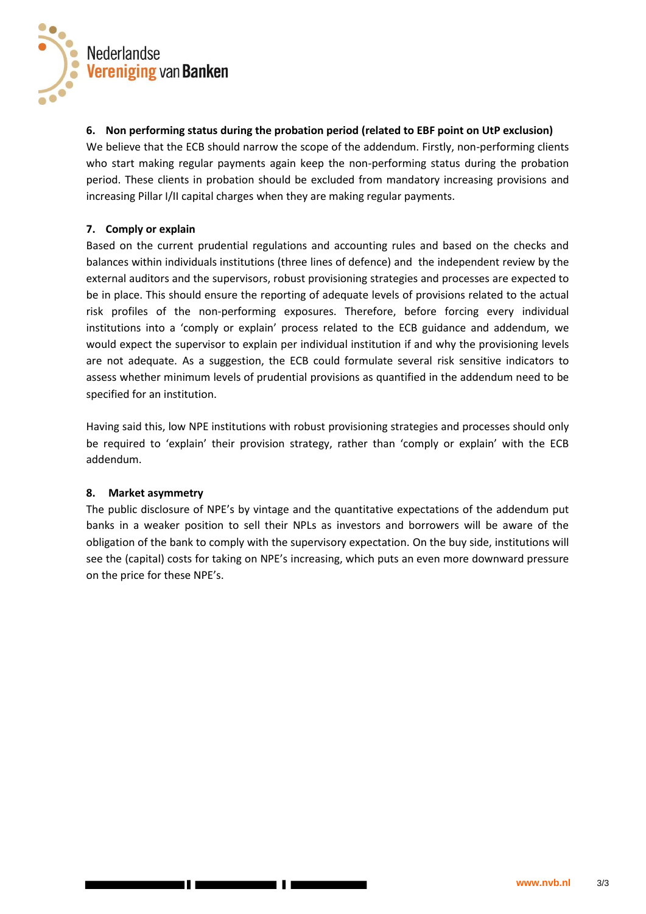**6. Non performing status during the probation period (related to EBF point on UtP exclusion)**

We believe that the ECB should narrow the scope of the addendum. Firstly, non-performing clients who start making regular payments again keep the non-performing status during the probation period. These clients in probation should be excluded from mandatory increasing provisions and increasing Pillar I/II capital charges when they are making regular payments.

**7. Comply or explain**

Based on the current prudential regulations and accounting rules and based on the checks and balances within individuals institutions (three lines of defence) and the independent review by the external auditors and the supervisors, robust provisioning strategies and processes are expected to be in place. This should ensure the reporting of adequate levels of provisions related to the actual risk profiles of the non-performing exposures. Therefore, before forcing every individual institutions into a 'comply or explain' process related to the ECB guidance and addendum, we would expect the supervisor to explain per individual institution if and why the provisioning levels are not adequate. As a suggestion, the ECB could formulate several risk sensitive indicators to assess whether minimum levels of prudential provisions as quantified in the addendum need to be specified for an institution.

Having said this, low NPE institutions with robust provisioning strategies and processes should only be required to 'explain' their provision strategy, rather than 'comply or explain' with the ECB addendum.

**8. Market asymmetry**

The public disclosure of NPE's by vintage and the quantitative expectations of the addendum put banks in a weaker position to sell their NPLs as investors and borrowers will be aware of the obligation of the bank to comply with the supervisory expectation. On the buy side, institutions will see the (capital) costs for taking on NPE's increasing, which puts an even more downward pressure on the price for these NPE's.